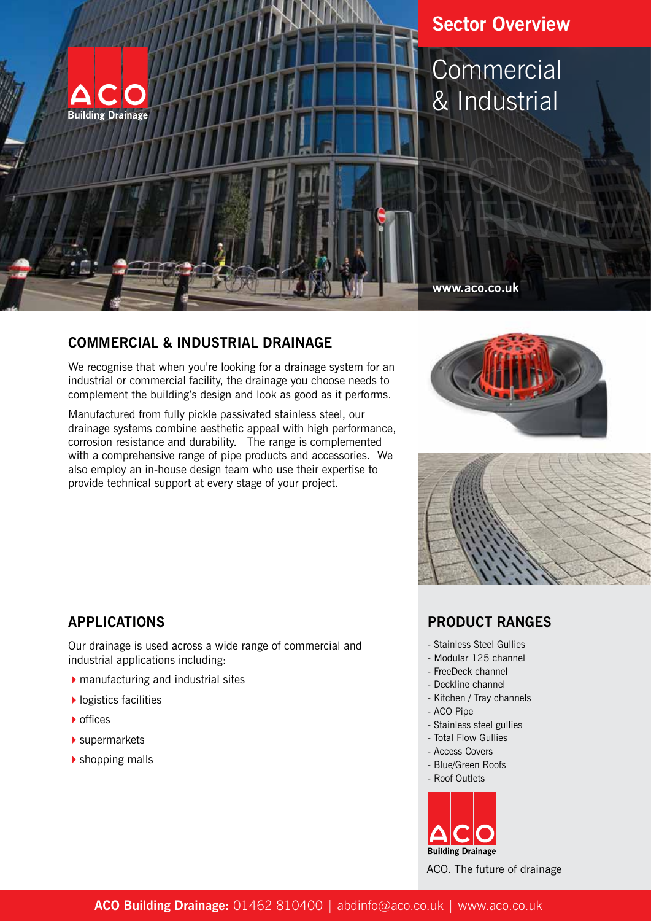ACO Building Drainage

## Sector Overview

# Commercial & Industrial

www.aco.co.uk

## COMMERCIAL & INDUSTRIAL DRAINAGE

We recognise that when you're looking for a drainage system for an industrial or commercial facility, the drainage you choose needs to complement the building's design and look as good as it performs.

Manufactured from fully pickle passivated stainless steel, our drainage systems combine aesthetic appeal with high performance, corrosion resistance and durability. The range is complemented with a comprehensive range of pipe products and accessories. We also employ an in-house design team who use their expertise to provide technical support at every stage of your project.

## APPLICATIONS

Our drainage is used across a wide range of commercial and industrial applications including:

- manufacturing and industrial sites
- logistics facilities
- offices
- supermarkets
- shopping malls

## PRODUCT RANGES

- Stainless Steel Gullies
- Modular 125 channel
- FreeDeck channel
- Deckline channel
- Kitchen / Tray channels
- ACO Pipe
- Stainless steel gullies
- Total Flow Gullies
- Access Covers
- Blue/Green Roofs
- Roof Outlets

ACO Building Drainage

ACO. The future of drainage

**ACO Building Drainage:** 01462 810400 | abdinfo@aco.co.uk | www.aco.co.uk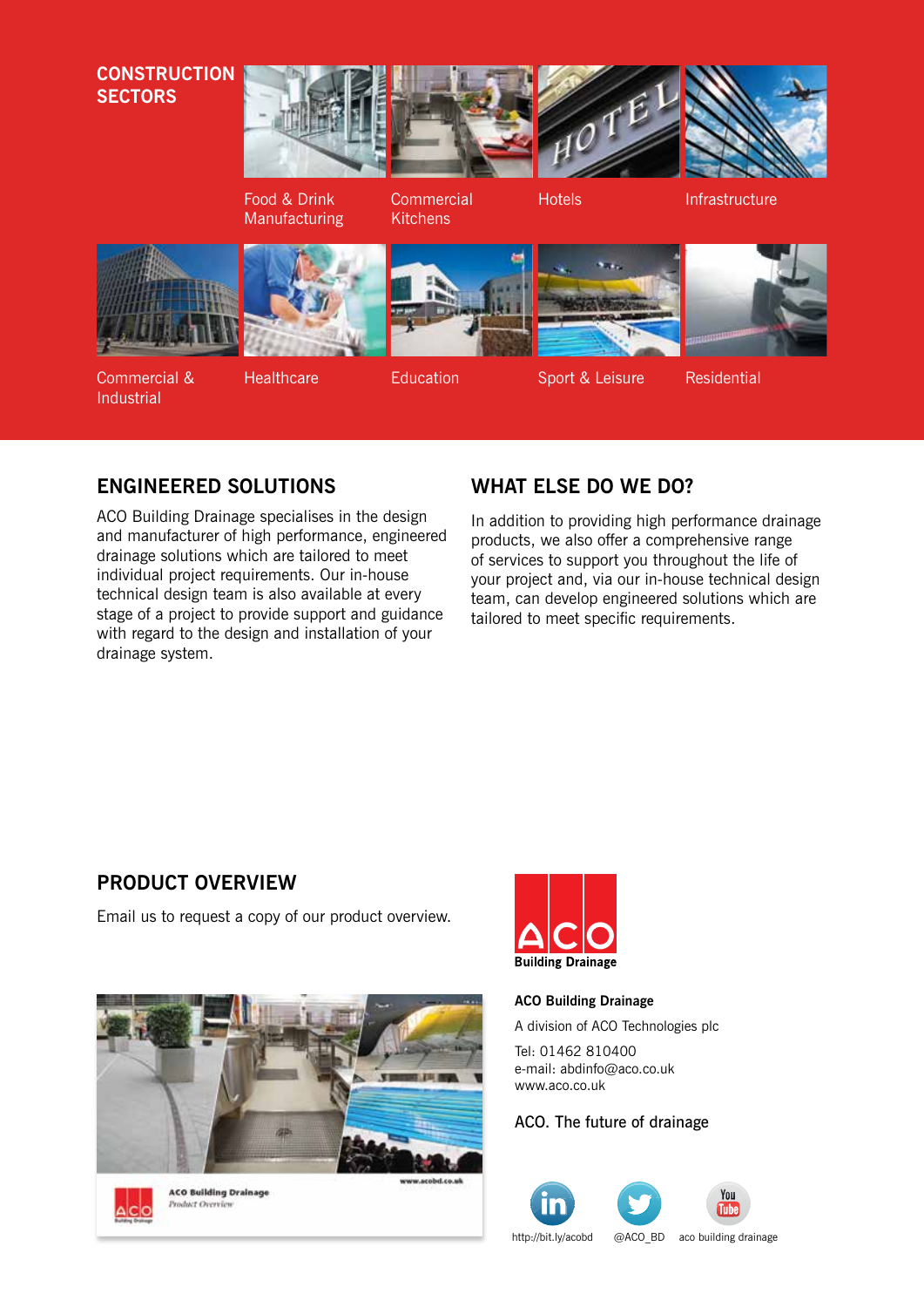## CONSTRUCTION SECTORS

Food & Drink Manufacturing

Commercial Kitchens

Hotels

Infrastructure

Commercial & Industrial

Healthcare

Education

Sport & Leisure

Residential

## ENGINEERED SOLUTIONS

ACO Building Drainage specialises in the design and manufacturer of high performance, engineered drainage solutions which are tailored to meet individual project requirements. Our in-house technical design team is also available at every stage of a project to provide support and guidance with regard to the design and installation of your drainage system.

## WHAT ELSE DO WE DO?

In addition to providing high performance drainage products, we also offer a comprehensive range of services to support you throughout the life of your project and, via our in-house technical design team, can develop engineered solutions which are tailored to meet specific requirements.

## PRODUCT OVERVIEW

Email us to request a copy of our product overview.

ACO Building Drainage

**ACO Building Drainage**

A division of ACO Technologies plc

Tel: 01462 810400
e-mail: abdinfo@aco.co.uk
www.aco.co.uk

ACO. The future of drainage

http://bit.ly/acobd | @ACO_BD | aco building drainage